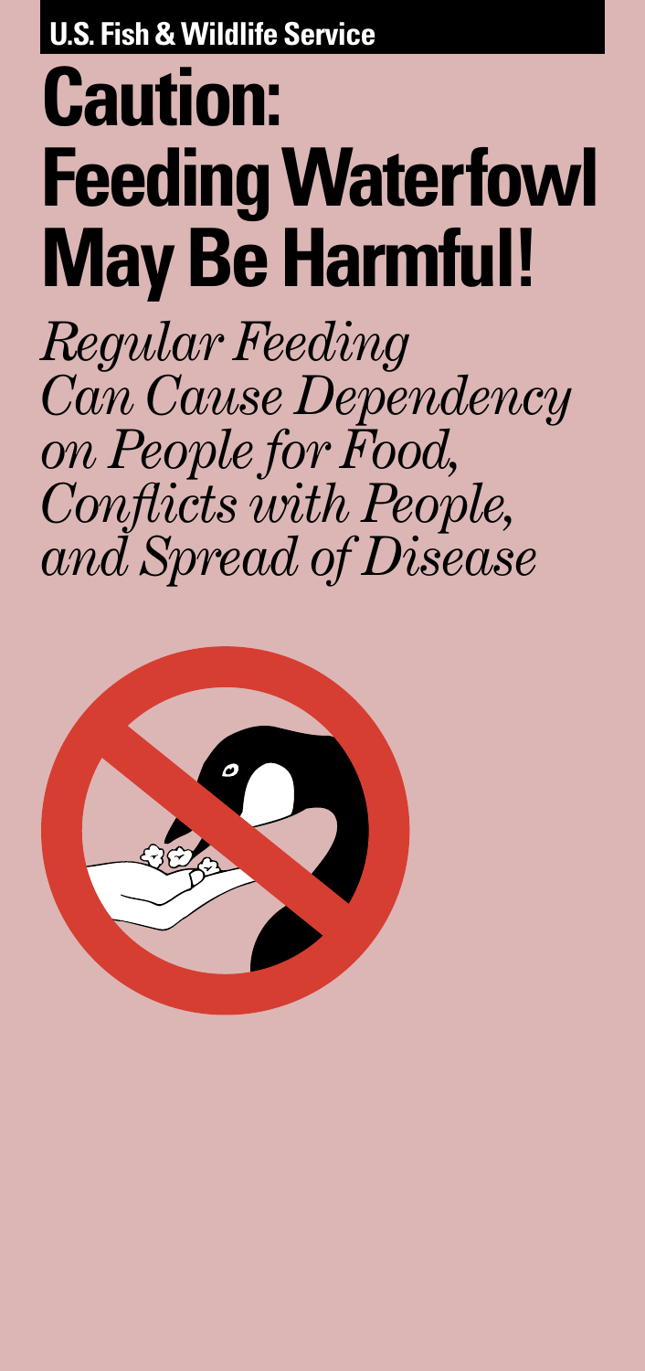**U.S. Fish & Wildlife Service**

# Caution: Feeding Waterfowl May Be Harmful!

*Regular Feeding Can Cause Dependency on People for Food, Conflicts with People, and Spread of Disease*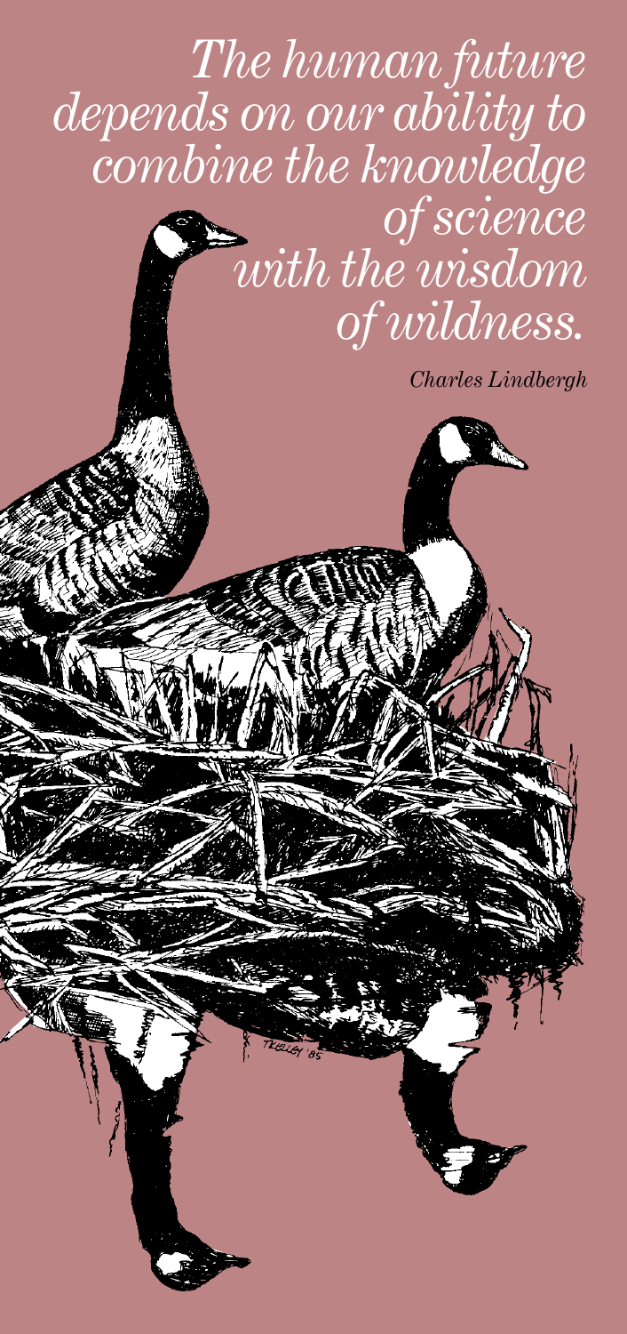*The human future depends on our ability to combine the knowledge of science with the wisdom of wildness.*

*Charles Lindbergh*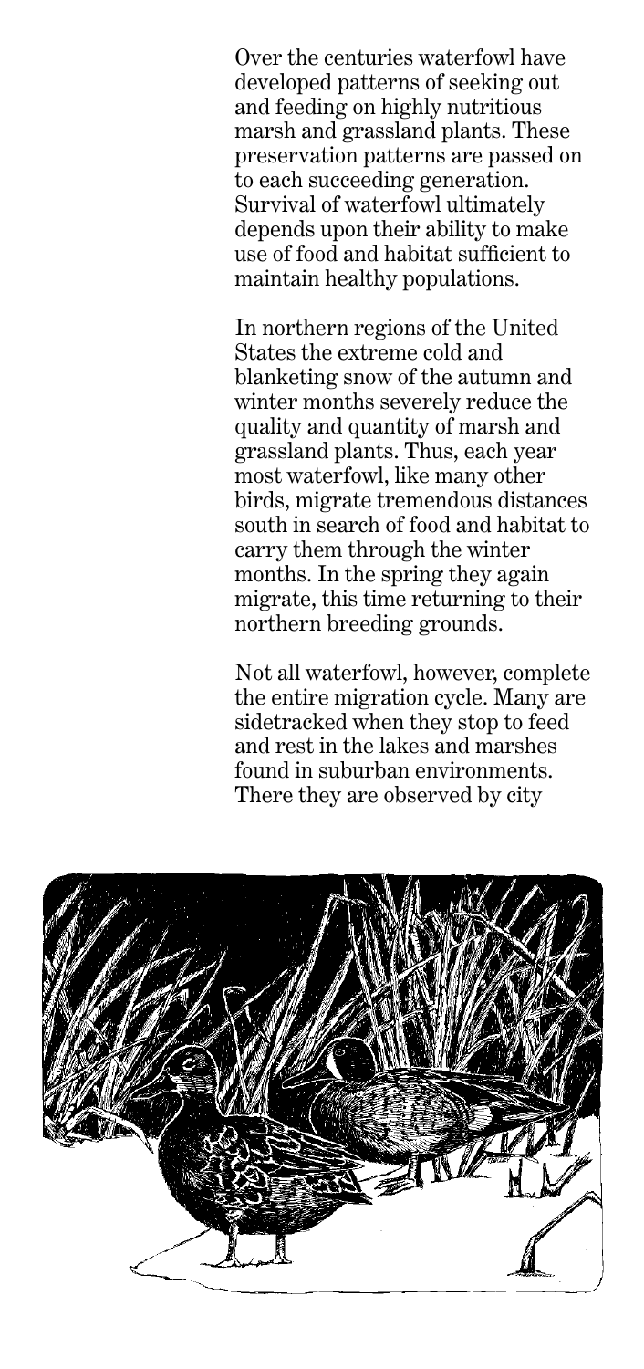Over the centuries waterfowl have developed patterns of seeking out and feeding on highly nutritious marsh and grassland plants. These preservation patterns are passed on to each succeeding generation. Survival of waterfowl ultimately depends upon their ability to make use of food and habitat sufficient to maintain healthy populations.

In northern regions of the United States the extreme cold and blanketing snow of the autumn and winter months severely reduce the quality and quantity of marsh and grassland plants. Thus, each year most waterfowl, like many other birds, migrate tremendous distances south in search of food and habitat to carry them through the winter months. In the spring they again migrate, this time returning to their northern breeding grounds.

Not all waterfowl, however, complete the entire migration cycle. Many are sidetracked when they stop to feed and rest in the lakes and marshes found in suburban environments. There they are observed by city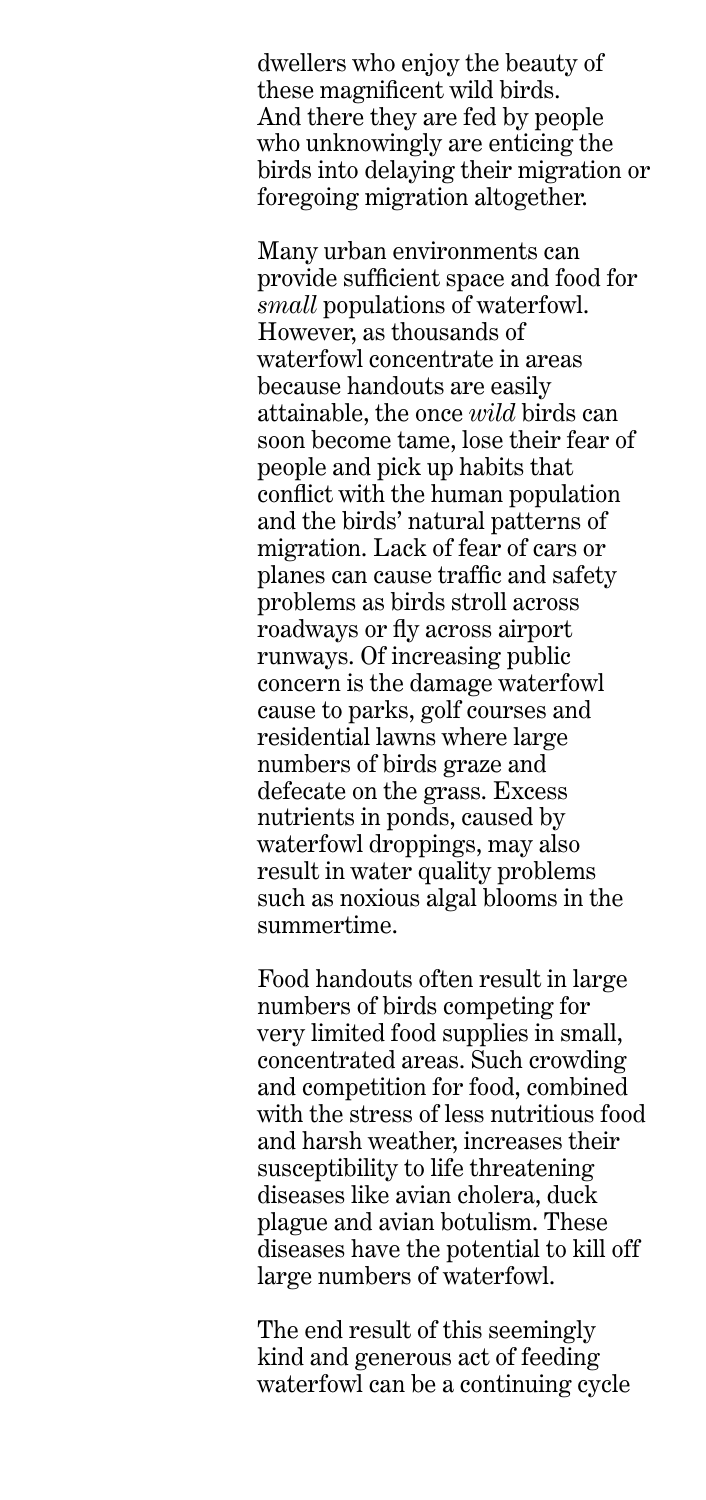dwellers who enjoy the beauty of these magnificent wild birds. And there they are fed by people who unknowingly are enticing the birds into delaying their migration or foregoing migration altogether.

Many urban environments can provide sufficient space and food for *small* populations of waterfowl. However, as thousands of waterfowl concentrate in areas because handouts are easily attainable, the once *wild* birds can soon become tame, lose their fear of people and pick up habits that conflict with the human population and the birds' natural patterns of migration. Lack of fear of cars or planes can cause traffic and safety problems as birds stroll across roadways or fly across airport runways. Of increasing public concern is the damage waterfowl cause to parks, golf courses and residential lawns where large numbers of birds graze and defecate on the grass. Excess nutrients in ponds, caused by waterfowl droppings, may also result in water quality problems such as noxious algal blooms in the summertime.

Food handouts often result in large numbers of birds competing for very limited food supplies in small, concentrated areas. Such crowding and competition for food, combined with the stress of less nutritious food and harsh weather, increases their susceptibility to life threatening diseases like avian cholera, duck plague and avian botulism. These diseases have the potential to kill off large numbers of waterfowl.

The end result of this seemingly kind and generous act of feeding waterfowl can be a continuing cycle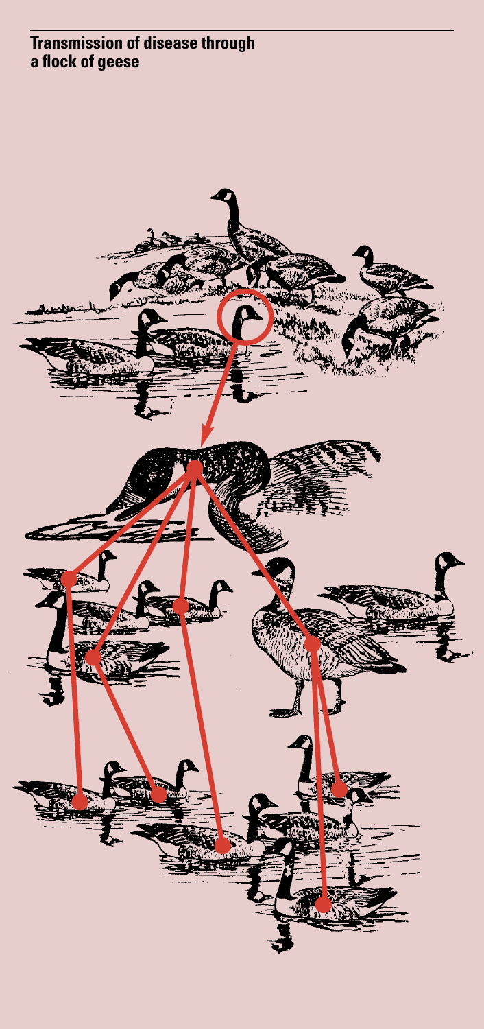**Transmission of disease through a flock of geese**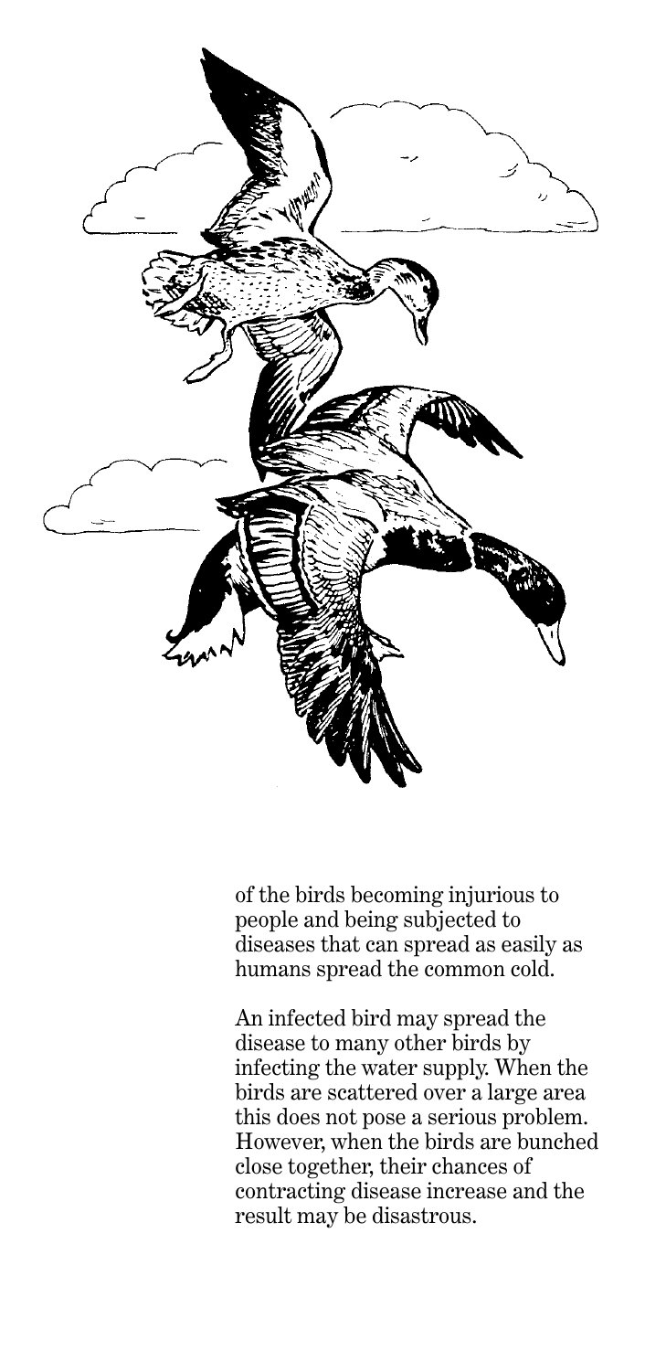of the birds becoming injurious to people and being subjected to diseases that can spread as easily as humans spread the common cold.

An infected bird may spread the disease to many other birds by infecting the water supply. When the birds are scattered over a large area this does not pose a serious problem. However, when the birds are bunched close together, their chances of contracting disease increase and the result may be disastrous.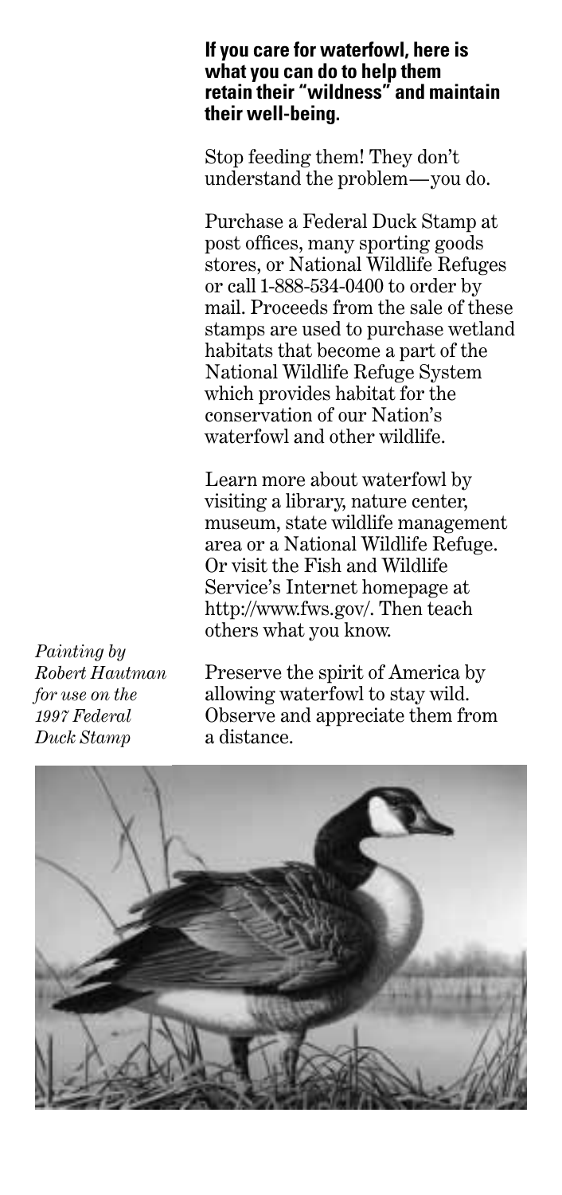**If you care for waterfowl, here is what you can do to help them retain their "wildness" and maintain their well-being.**

Stop feeding them! They don't understand the problem—you do.

Purchase a Federal Duck Stamp at post offices, many sporting goods stores, or National Wildlife Refuges or call 1-888-534-0400 to order by mail. Proceeds from the sale of these stamps are used to purchase wetland habitats that become a part of the National Wildlife Refuge System which provides habitat for the conservation of our Nation's waterfowl and other wildlife.

Learn more about waterfowl by visiting a library, nature center, museum, state wildlife management area or a National Wildlife Refuge. Or visit the Fish and Wildlife Service's Internet homepage at http://www.fws.gov/. Then teach others what you know.

Preserve the spirit of America by allowing waterfowl to stay wild. Observe and appreciate them from a distance.

*Painting by Robert Hautman for use on the 1997 Federal Duck Stamp*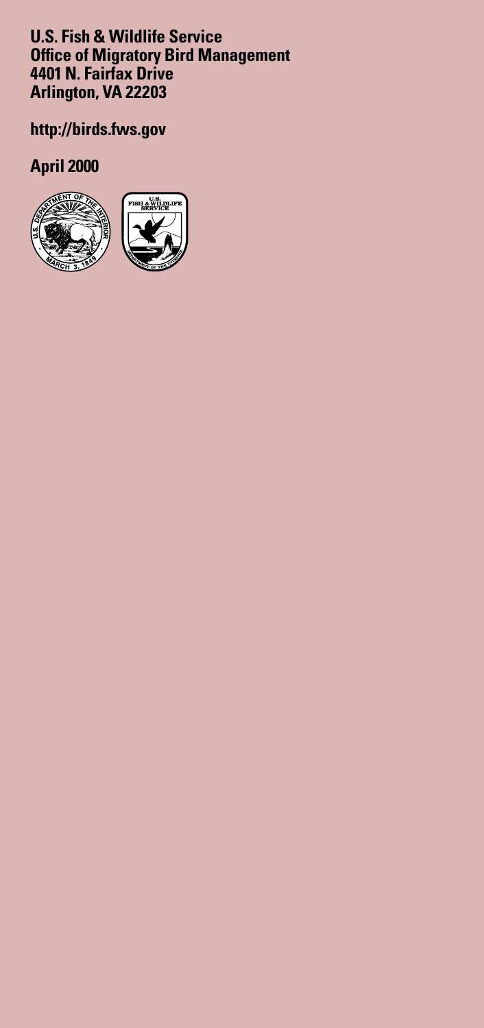**U.S. Fish & Wildlife Service**
**Office of Migratory Bird Management**
**4401 N. Fairfax Drive**
**Arlington, VA 22203**

**http://birds.fws.gov**

**April 2000**